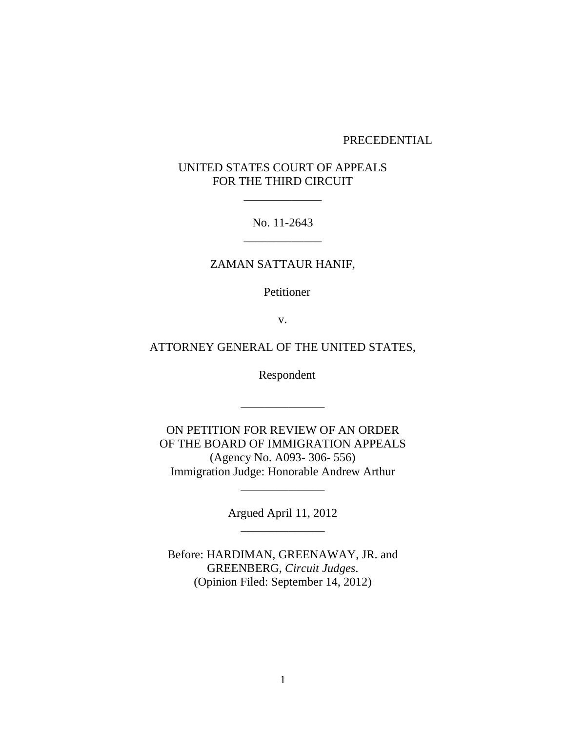PRECEDENTIAL

UNITED STATES COURT OF APPEALS
FOR THE THIRD CIRCUIT

\_\_\_\_\_\_\_\_\_\_\_\_\_

No. 11-2643

\_\_\_\_\_\_\_\_\_\_\_\_\_

ZAMAN SATTAUR HANIF,

Petitioner

v.

ATTORNEY GENERAL OF THE UNITED STATES,

Respondent

\_\_\_\_\_\_\_\_\_\_\_\_\_\_

ON PETITION FOR REVIEW OF AN ORDER
OF THE BOARD OF IMMIGRATION APPEALS
(Agency No. A093- 306- 556)
Immigration Judge: Honorable Andrew Arthur

\_\_\_\_\_\_\_\_\_\_\_\_\_\_

Argued April 11, 2012

\_\_\_\_\_\_\_\_\_\_\_\_\_\_

Before: HARDIMAN, GREENAWAY, JR. and
GREENBERG, *Circuit Judges*.
(Opinion Filed: September 14, 2012)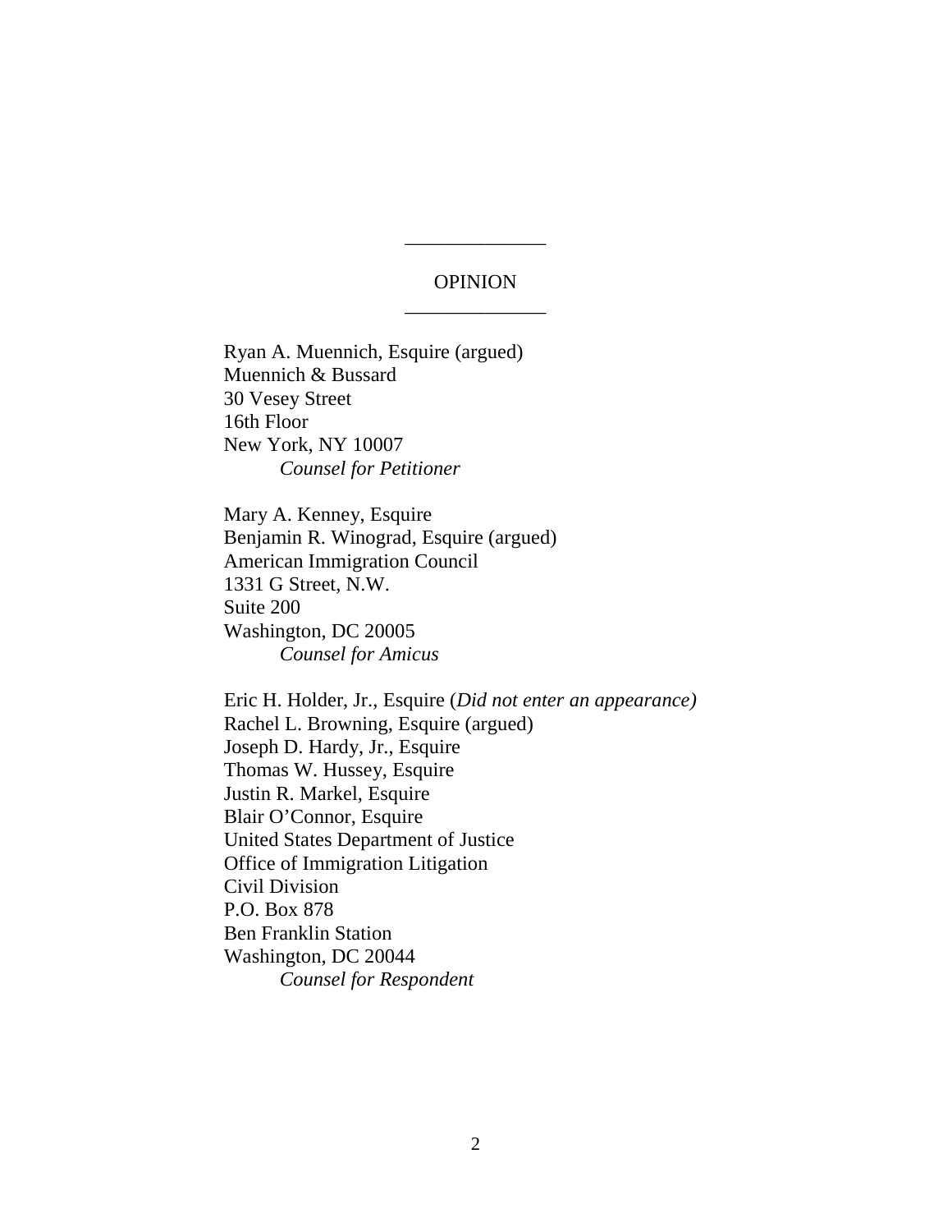______________

OPINION

______________

Ryan A. Muennich, Esquire (argued)
Muennich & Bussard
30 Vesey Street
16th Floor
New York, NY 10007
*Counsel for Petitioner*

Mary A. Kenney, Esquire
Benjamin R. Winograd, Esquire (argued)
American Immigration Council
1331 G Street, N.W.
Suite 200
Washington, DC 20005
*Counsel for Amicus*

Eric H. Holder, Jr., Esquire (*Did not enter an appearance)*
Rachel L. Browning, Esquire (argued)
Joseph D. Hardy, Jr., Esquire
Thomas W. Hussey, Esquire
Justin R. Markel, Esquire
Blair O'Connor, Esquire
United States Department of Justice
Office of Immigration Litigation
Civil Division
P.O. Box 878
Ben Franklin Station
Washington, DC 20044
*Counsel for Respondent*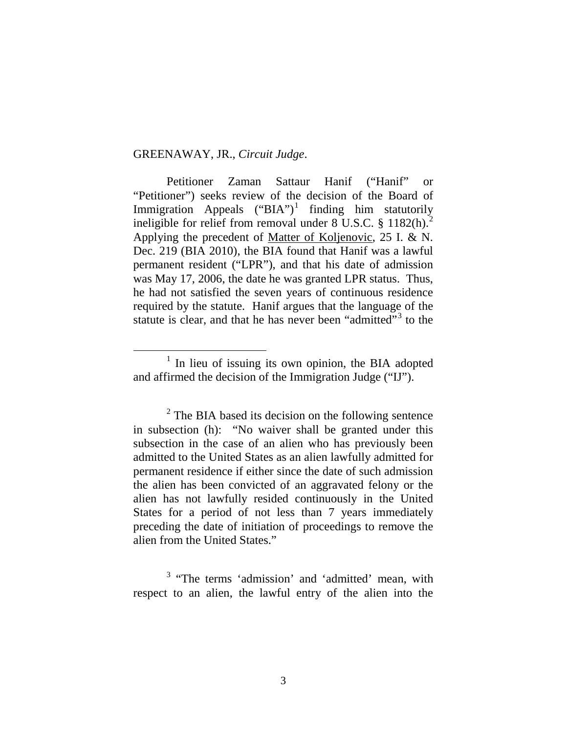GREENAWAY, JR., *Circuit Judge*.

Petitioner Zaman Sattaur Hanif ("Hanif" or "Petitioner") seeks review of the decision of the Board of Immigration Appeals ("BIA")[1] finding him statutorily ineligible for relief from removal under 8 U.S.C. § 1182(h).[2] Applying the precedent of Matter of Koljenovic, 25 I. & N. Dec. 219 (BIA 2010), the BIA found that Hanif was a lawful permanent resident ("LPR"), and that his date of admission was May 17, 2006, the date he was granted LPR status. Thus, he had not satisfied the seven years of continuous residence required by the statute. Hanif argues that the language of the statute is clear, and that he has never been "admitted"[3] to the

---

[1] In lieu of issuing its own opinion, the BIA adopted and affirmed the decision of the Immigration Judge ("IJ").

[2] The BIA based its decision on the following sentence in subsection (h): "No waiver shall be granted under this subsection in the case of an alien who has previously been admitted to the United States as an alien lawfully admitted for permanent residence if either since the date of such admission the alien has been convicted of an aggravated felony or the alien has not lawfully resided continuously in the United States for a period of not less than 7 years immediately preceding the date of initiation of proceedings to remove the alien from the United States."

[3] "The terms 'admission' and 'admitted' mean, with respect to an alien, the lawful entry of the alien into the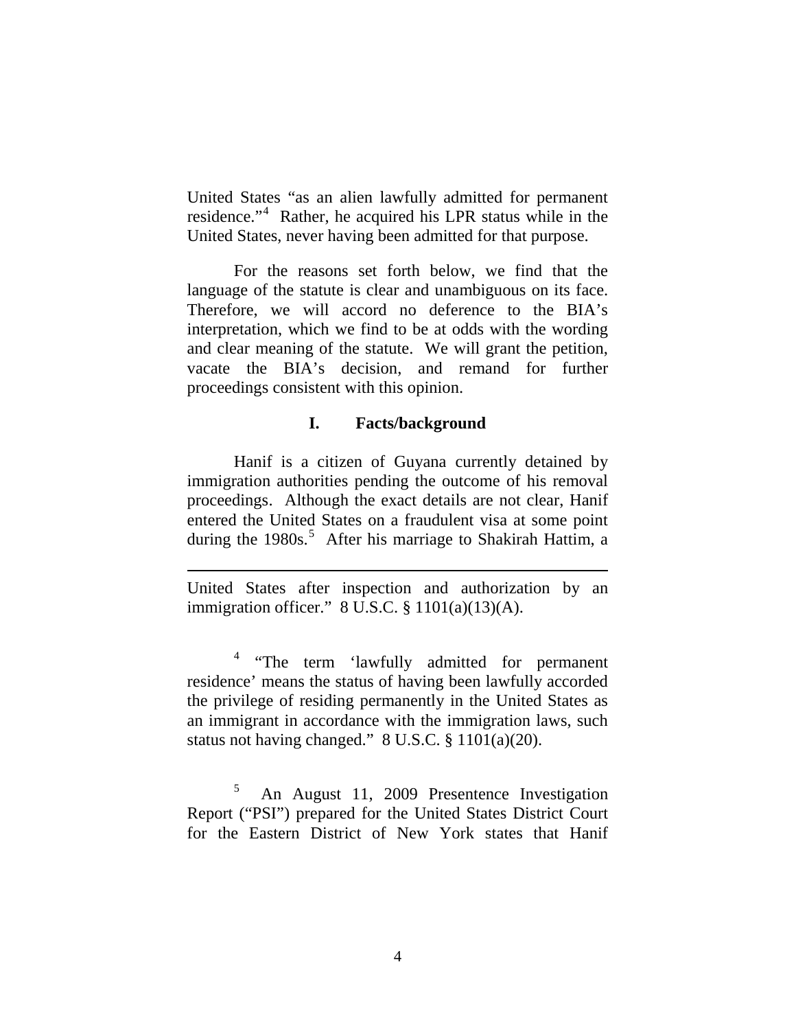United States "as an alien lawfully admitted for permanent residence."[4] Rather, he acquired his LPR status while in the United States, never having been admitted for that purpose.

For the reasons set forth below, we find that the language of the statute is clear and unambiguous on its face. Therefore, we will accord no deference to the BIA's interpretation, which we find to be at odds with the wording and clear meaning of the statute. We will grant the petition, vacate the BIA's decision, and remand for further proceedings consistent with this opinion.

## I. Facts/background

Hanif is a citizen of Guyana currently detained by immigration authorities pending the outcome of his removal proceedings. Although the exact details are not clear, Hanif entered the United States on a fraudulent visa at some point during the 1980s.[5] After his marriage to Shakirah Hattim, a

---

United States after inspection and authorization by an immigration officer." 8 U.S.C. § 1101(a)(13)(A).

[4] "The term 'lawfully admitted for permanent residence' means the status of having been lawfully accorded the privilege of residing permanently in the United States as an immigrant in accordance with the immigration laws, such status not having changed." 8 U.S.C. § 1101(a)(20).

[5] An August 11, 2009 Presentence Investigation Report ("PSI") prepared for the United States District Court for the Eastern District of New York states that Hanif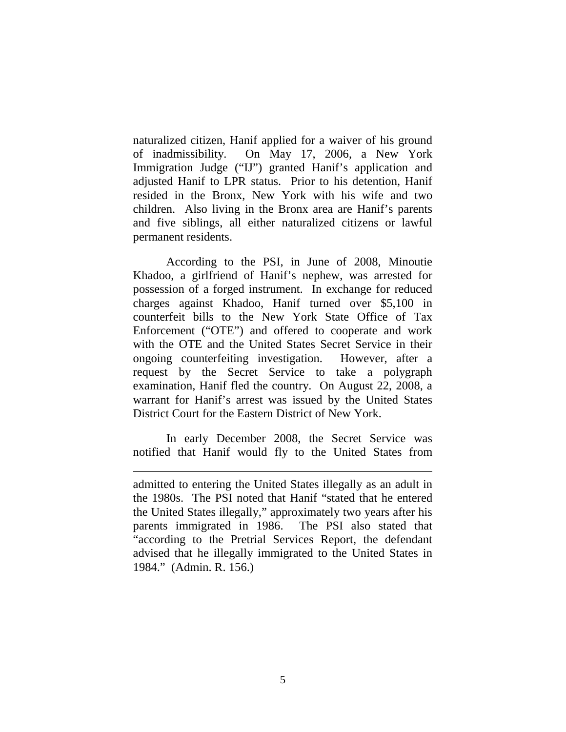naturalized citizen, Hanif applied for a waiver of his ground of inadmissibility. On May 17, 2006, a New York Immigration Judge ("IJ") granted Hanif's application and adjusted Hanif to LPR status. Prior to his detention, Hanif resided in the Bronx, New York with his wife and two children. Also living in the Bronx area are Hanif's parents and five siblings, all either naturalized citizens or lawful permanent residents.

According to the PSI, in June of 2008, Minoutie Khadoo, a girlfriend of Hanif's nephew, was arrested for possession of a forged instrument. In exchange for reduced charges against Khadoo, Hanif turned over $5,100 in counterfeit bills to the New York State Office of Tax Enforcement ("OTE") and offered to cooperate and work with the OTE and the United States Secret Service in their ongoing counterfeiting investigation. However, after a request by the Secret Service to take a polygraph examination, Hanif fled the country. On August 22, 2008, a warrant for Hanif's arrest was issued by the United States District Court for the Eastern District of New York.

In early December 2008, the Secret Service was notified that Hanif would fly to the United States from

---

admitted to entering the United States illegally as an adult in the 1980s. The PSI noted that Hanif "stated that he entered the United States illegally," approximately two years after his parents immigrated in 1986. The PSI also stated that "according to the Pretrial Services Report, the defendant advised that he illegally immigrated to the United States in 1984." (Admin. R. 156.)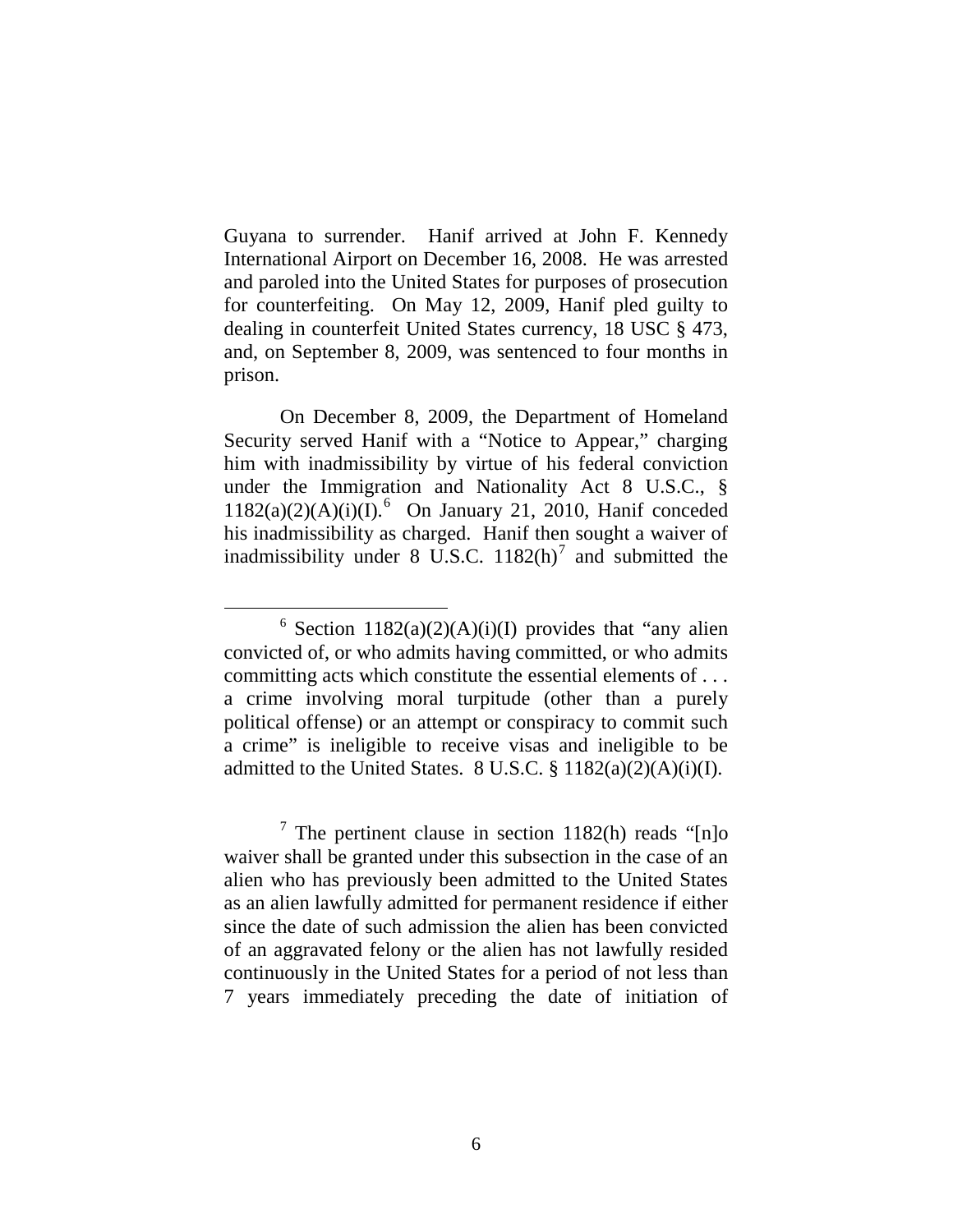Guyana to surrender. Hanif arrived at John F. Kennedy International Airport on December 16, 2008. He was arrested and paroled into the United States for purposes of prosecution for counterfeiting. On May 12, 2009, Hanif pled guilty to dealing in counterfeit United States currency, 18 USC § 473, and, on September 8, 2009, was sentenced to four months in prison.

On December 8, 2009, the Department of Homeland Security served Hanif with a "Notice to Appear," charging him with inadmissibility by virtue of his federal conviction under the Immigration and Nationality Act 8 U.S.C., § 1182(a)(2)(A)(i)(I).[6] On January 21, 2010, Hanif conceded his inadmissibility as charged. Hanif then sought a waiver of inadmissibility under 8 U.S.C. 1182(h)[7] and submitted the

---

[6] Section 1182(a)(2)(A)(i)(I) provides that "any alien convicted of, or who admits having committed, or who admits committing acts which constitute the essential elements of . . . a crime involving moral turpitude (other than a purely political offense) or an attempt or conspiracy to commit such a crime" is ineligible to receive visas and ineligible to be admitted to the United States. 8 U.S.C. § 1182(a)(2)(A)(i)(I).

[7] The pertinent clause in section 1182(h) reads "[n]o waiver shall be granted under this subsection in the case of an alien who has previously been admitted to the United States as an alien lawfully admitted for permanent residence if either since the date of such admission the alien has been convicted of an aggravated felony or the alien has not lawfully resided continuously in the United States for a period of not less than 7 years immediately preceding the date of initiation of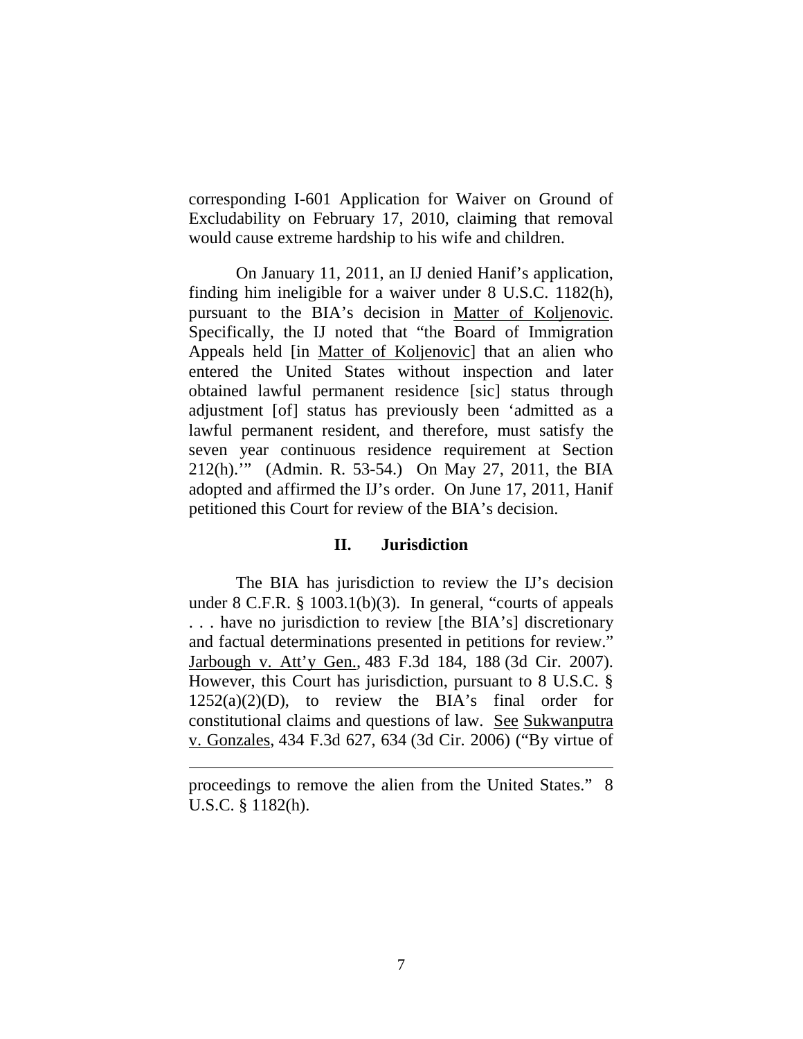corresponding I-601 Application for Waiver on Ground of Excludability on February 17, 2010, claiming that removal would cause extreme hardship to his wife and children.

On January 11, 2011, an IJ denied Hanif's application, finding him ineligible for a waiver under 8 U.S.C. 1182(h), pursuant to the BIA's decision in Matter of Koljenovic. Specifically, the IJ noted that "the Board of Immigration Appeals held [in Matter of Koljenovic] that an alien who entered the United States without inspection and later obtained lawful permanent residence [sic] status through adjustment [of] status has previously been 'admitted as a lawful permanent resident, and therefore, must satisfy the seven year continuous residence requirement at Section 212(h).'" (Admin. R. 53-54.) On May 27, 2011, the BIA adopted and affirmed the IJ's order. On June 17, 2011, Hanif petitioned this Court for review of the BIA's decision.

## II. Jurisdiction

The BIA has jurisdiction to review the IJ's decision under 8 C.F.R. § 1003.1(b)(3). In general, "courts of appeals . . . have no jurisdiction to review [the BIA's] discretionary and factual determinations presented in petitions for review." Jarbough v. Att'y Gen., 483 F.3d 184, 188 (3d Cir. 2007). However, this Court has jurisdiction, pursuant to 8 U.S.C. § 1252(a)(2)(D), to review the BIA's final order for constitutional claims and questions of law. See Sukwanputra v. Gonzales, 434 F.3d 627, 634 (3d Cir. 2006) ("By virtue of

---

proceedings to remove the alien from the United States." 8 U.S.C. § 1182(h).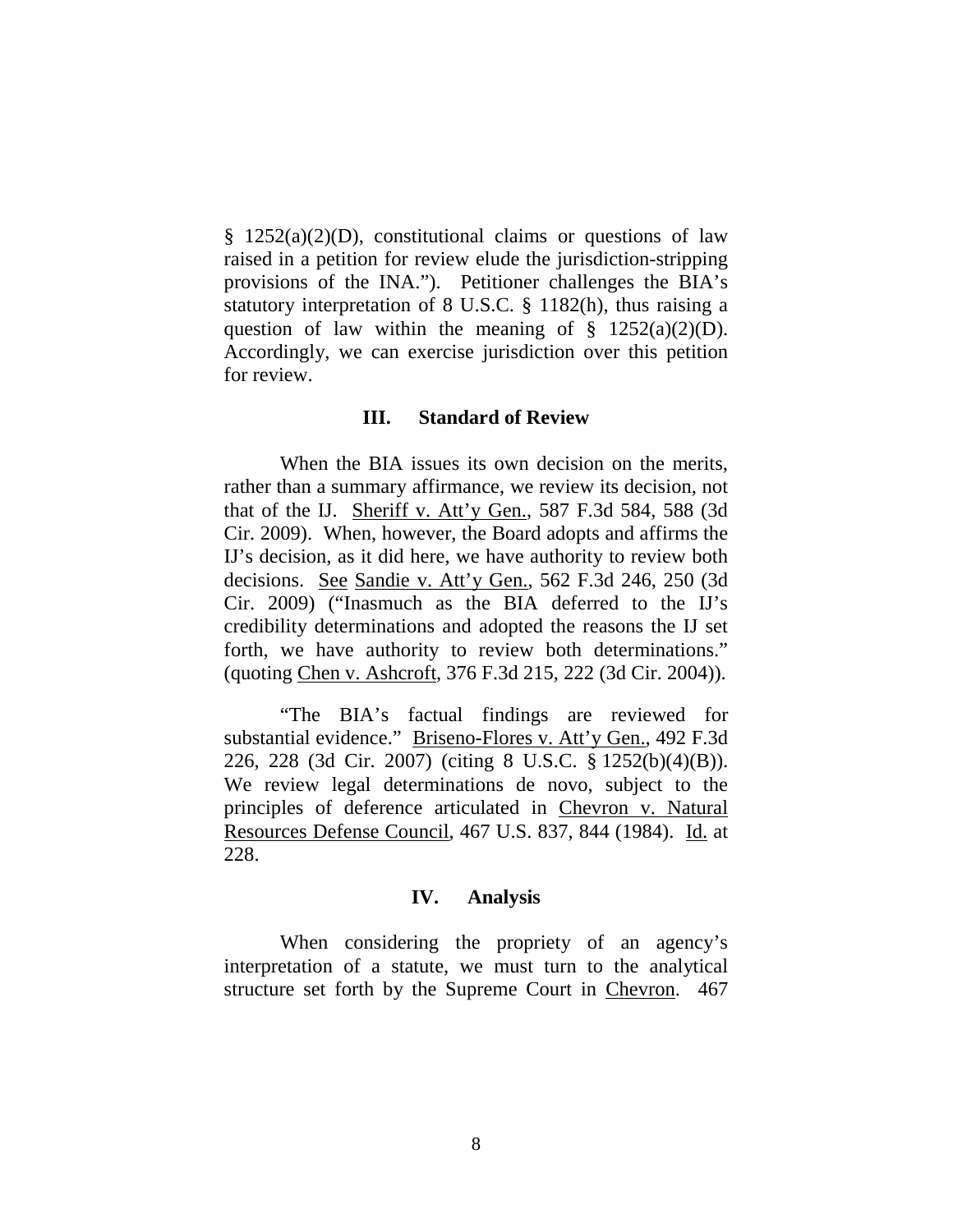§ 1252(a)(2)(D), constitutional claims or questions of law raised in a petition for review elude the jurisdiction-stripping provisions of the INA."). Petitioner challenges the BIA's statutory interpretation of 8 U.S.C. § 1182(h), thus raising a question of law within the meaning of § 1252(a)(2)(D). Accordingly, we can exercise jurisdiction over this petition for review.

## III. Standard of Review

When the BIA issues its own decision on the merits, rather than a summary affirmance, we review its decision, not that of the IJ. Sheriff v. Att'y Gen., 587 F.3d 584, 588 (3d Cir. 2009). When, however, the Board adopts and affirms the IJ's decision, as it did here, we have authority to review both decisions. See Sandie v. Att'y Gen., 562 F.3d 246, 250 (3d Cir. 2009) ("Inasmuch as the BIA deferred to the IJ's credibility determinations and adopted the reasons the IJ set forth, we have authority to review both determinations." (quoting Chen v. Ashcroft, 376 F.3d 215, 222 (3d Cir. 2004)).

"The BIA's factual findings are reviewed for substantial evidence." Briseno-Flores v. Att'y Gen., 492 F.3d 226, 228 (3d Cir. 2007) (citing 8 U.S.C. § 1252(b)(4)(B)). We review legal determinations de novo, subject to the principles of deference articulated in Chevron v. Natural Resources Defense Council, 467 U.S. 837, 844 (1984). Id. at 228.

## IV. Analysis

When considering the propriety of an agency's interpretation of a statute, we must turn to the analytical structure set forth by the Supreme Court in Chevron. 467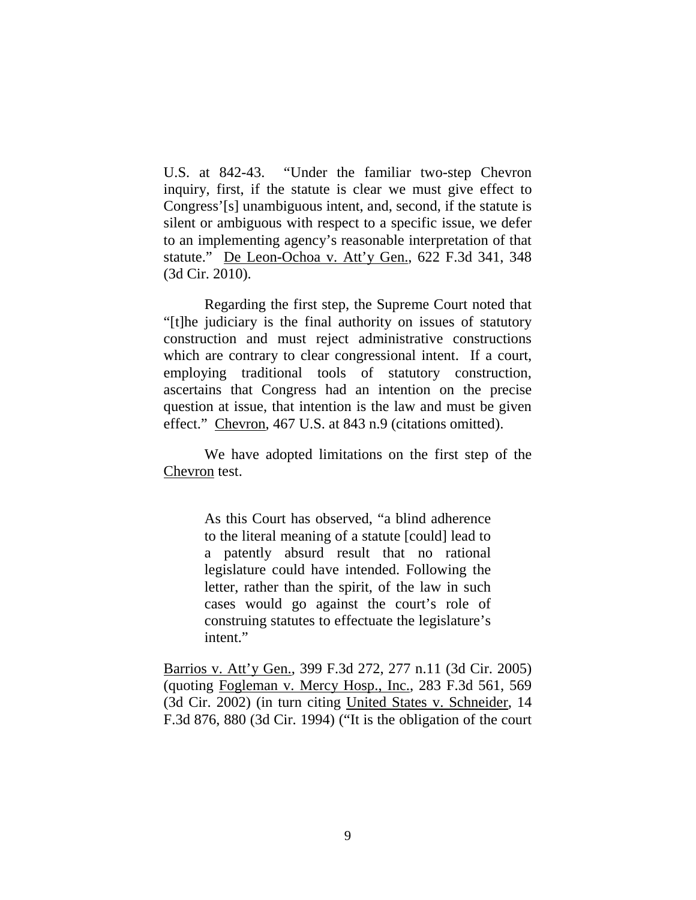U.S. at 842-43. "Under the familiar two-step Chevron inquiry, first, if the statute is clear we must give effect to Congress'[s] unambiguous intent, and, second, if the statute is silent or ambiguous with respect to a specific issue, we defer to an implementing agency's reasonable interpretation of that statute." De Leon-Ochoa v. Att'y Gen., 622 F.3d 341, 348 (3d Cir. 2010).

Regarding the first step, the Supreme Court noted that "[t]he judiciary is the final authority on issues of statutory construction and must reject administrative constructions which are contrary to clear congressional intent. If a court, employing traditional tools of statutory construction, ascertains that Congress had an intention on the precise question at issue, that intention is the law and must be given effect." Chevron, 467 U.S. at 843 n.9 (citations omitted).

We have adopted limitations on the first step of the Chevron test.

> As this Court has observed, "a blind adherence to the literal meaning of a statute [could] lead to a patently absurd result that no rational legislature could have intended. Following the letter, rather than the spirit, of the law in such cases would go against the court's role of construing statutes to effectuate the legislature's intent."

Barrios v. Att'y Gen., 399 F.3d 272, 277 n.11 (3d Cir. 2005) (quoting Fogleman v. Mercy Hosp., Inc., 283 F.3d 561, 569 (3d Cir. 2002) (in turn citing United States v. Schneider, 14 F.3d 876, 880 (3d Cir. 1994) ("It is the obligation of the court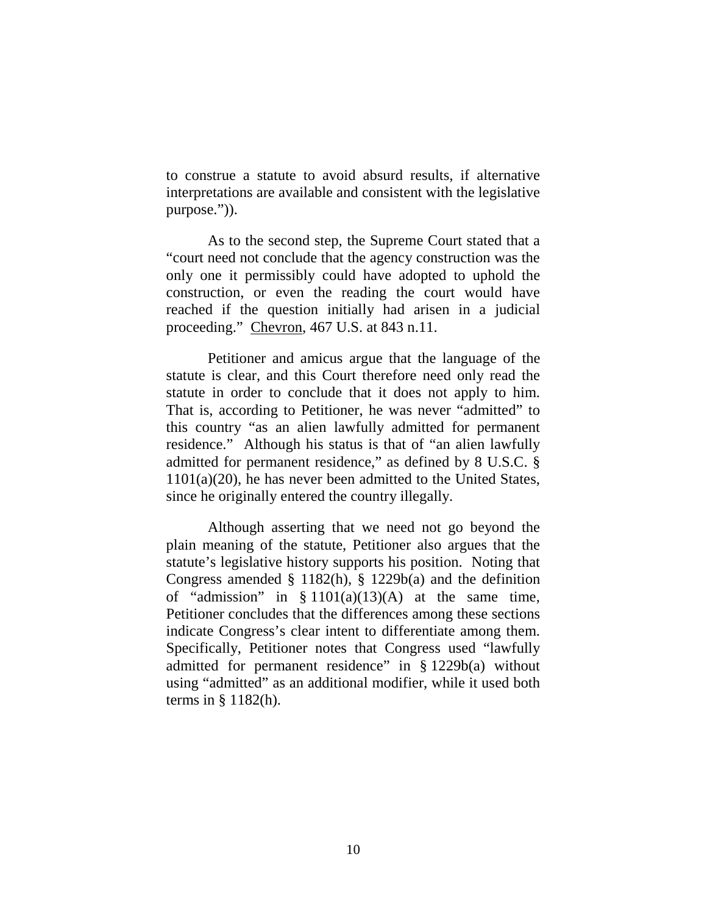to construe a statute to avoid absurd results, if alternative interpretations are available and consistent with the legislative purpose.")).

As to the second step, the Supreme Court stated that a "court need not conclude that the agency construction was the only one it permissibly could have adopted to uphold the construction, or even the reading the court would have reached if the question initially had arisen in a judicial proceeding." Chevron, 467 U.S. at 843 n.11.

Petitioner and amicus argue that the language of the statute is clear, and this Court therefore need only read the statute in order to conclude that it does not apply to him. That is, according to Petitioner, he was never "admitted" to this country "as an alien lawfully admitted for permanent residence." Although his status is that of "an alien lawfully admitted for permanent residence," as defined by 8 U.S.C. § 1101(a)(20), he has never been admitted to the United States, since he originally entered the country illegally.

Although asserting that we need not go beyond the plain meaning of the statute, Petitioner also argues that the statute's legislative history supports his position. Noting that Congress amended § 1182(h), § 1229b(a) and the definition of "admission" in § 1101(a)(13)(A) at the same time, Petitioner concludes that the differences among these sections indicate Congress's clear intent to differentiate among them. Specifically, Petitioner notes that Congress used "lawfully admitted for permanent residence" in § 1229b(a) without using "admitted" as an additional modifier, while it used both terms in § 1182(h).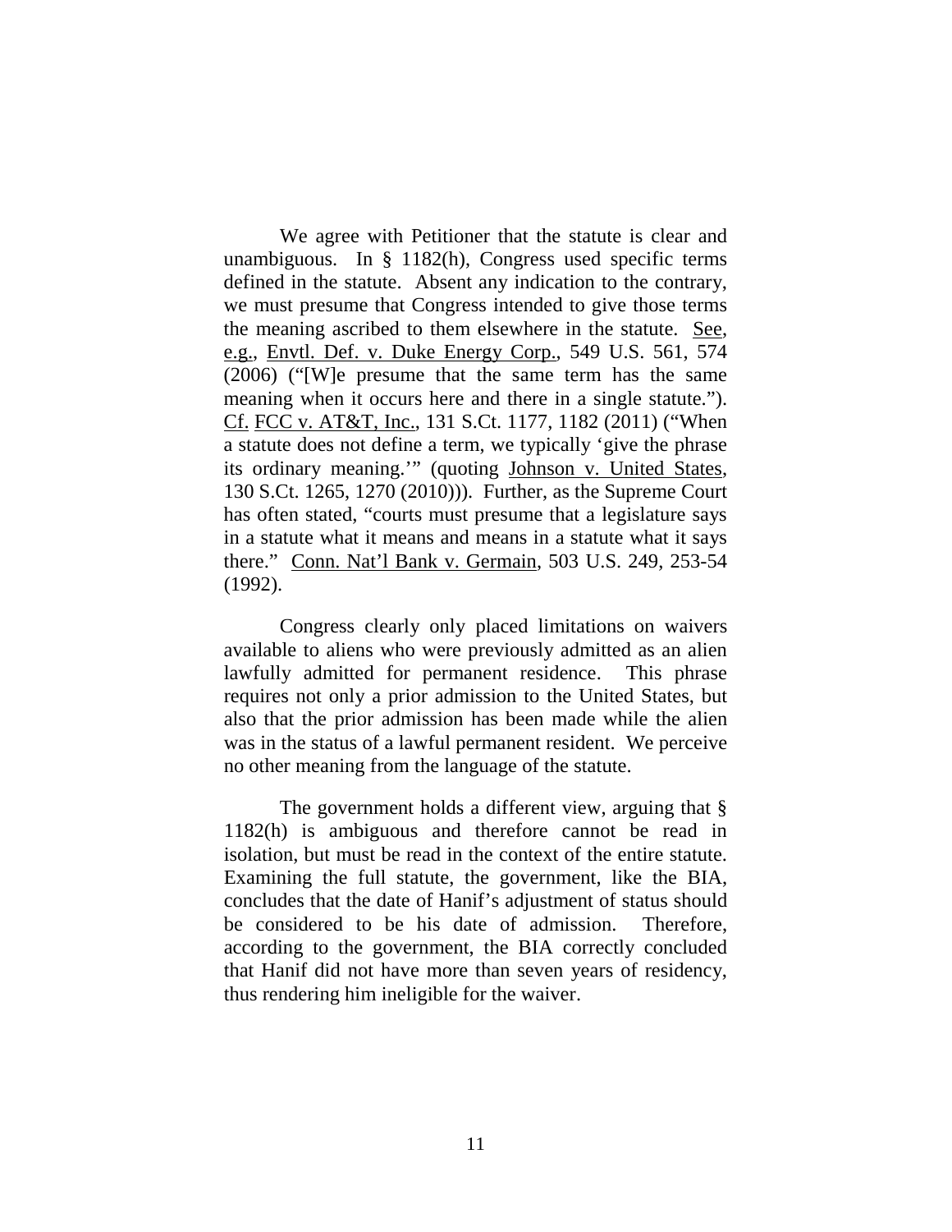We agree with Petitioner that the statute is clear and unambiguous. In § 1182(h), Congress used specific terms defined in the statute. Absent any indication to the contrary, we must presume that Congress intended to give those terms the meaning ascribed to them elsewhere in the statute. See, e.g., Envtl. Def. v. Duke Energy Corp., 549 U.S. 561, 574 (2006) ("[W]e presume that the same term has the same meaning when it occurs here and there in a single statute."). Cf. FCC v. AT&T, Inc., 131 S.Ct. 1177, 1182 (2011) ("When a statute does not define a term, we typically 'give the phrase its ordinary meaning.'" (quoting Johnson v. United States, 130 S.Ct. 1265, 1270 (2010))). Further, as the Supreme Court has often stated, "courts must presume that a legislature says in a statute what it means and means in a statute what it says there." Conn. Nat'l Bank v. Germain, 503 U.S. 249, 253-54 (1992).

Congress clearly only placed limitations on waivers available to aliens who were previously admitted as an alien lawfully admitted for permanent residence. This phrase requires not only a prior admission to the United States, but also that the prior admission has been made while the alien was in the status of a lawful permanent resident. We perceive no other meaning from the language of the statute.

The government holds a different view, arguing that § 1182(h) is ambiguous and therefore cannot be read in isolation, but must be read in the context of the entire statute. Examining the full statute, the government, like the BIA, concludes that the date of Hanif's adjustment of status should be considered to be his date of admission. Therefore, according to the government, the BIA correctly concluded that Hanif did not have more than seven years of residency, thus rendering him ineligible for the waiver.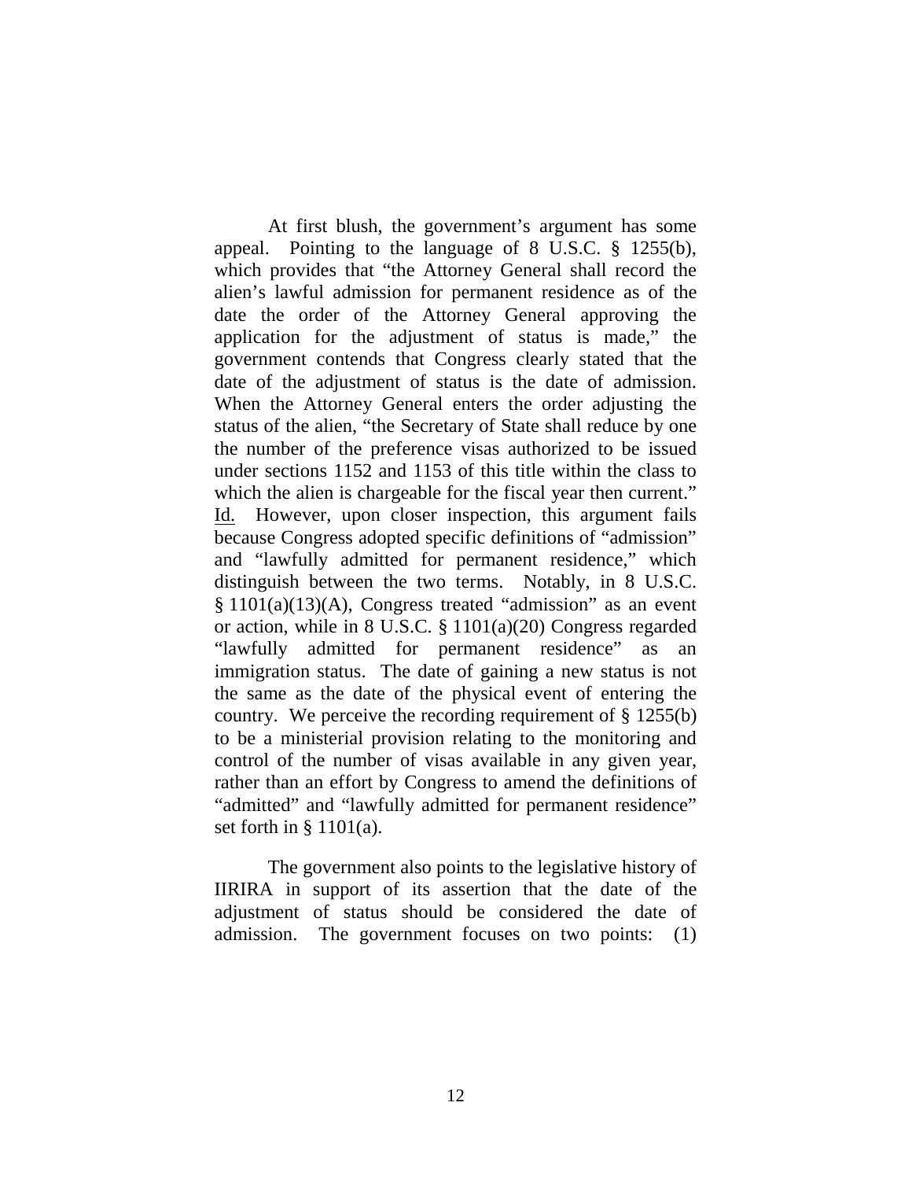At first blush, the government's argument has some appeal. Pointing to the language of 8 U.S.C. § 1255(b), which provides that "the Attorney General shall record the alien's lawful admission for permanent residence as of the date the order of the Attorney General approving the application for the adjustment of status is made," the government contends that Congress clearly stated that the date of the adjustment of status is the date of admission. When the Attorney General enters the order adjusting the status of the alien, "the Secretary of State shall reduce by one the number of the preference visas authorized to be issued under sections 1152 and 1153 of this title within the class to which the alien is chargeable for the fiscal year then current." Id. However, upon closer inspection, this argument fails because Congress adopted specific definitions of "admission" and "lawfully admitted for permanent residence," which distinguish between the two terms. Notably, in 8 U.S.C. § 1101(a)(13)(A), Congress treated "admission" as an event or action, while in 8 U.S.C. § 1101(a)(20) Congress regarded "lawfully admitted for permanent residence" as an immigration status. The date of gaining a new status is not the same as the date of the physical event of entering the country. We perceive the recording requirement of § 1255(b) to be a ministerial provision relating to the monitoring and control of the number of visas available in any given year, rather than an effort by Congress to amend the definitions of "admitted" and "lawfully admitted for permanent residence" set forth in § 1101(a).

The government also points to the legislative history of IIRIRA in support of its assertion that the date of the adjustment of status should be considered the date of admission. The government focuses on two points: (1)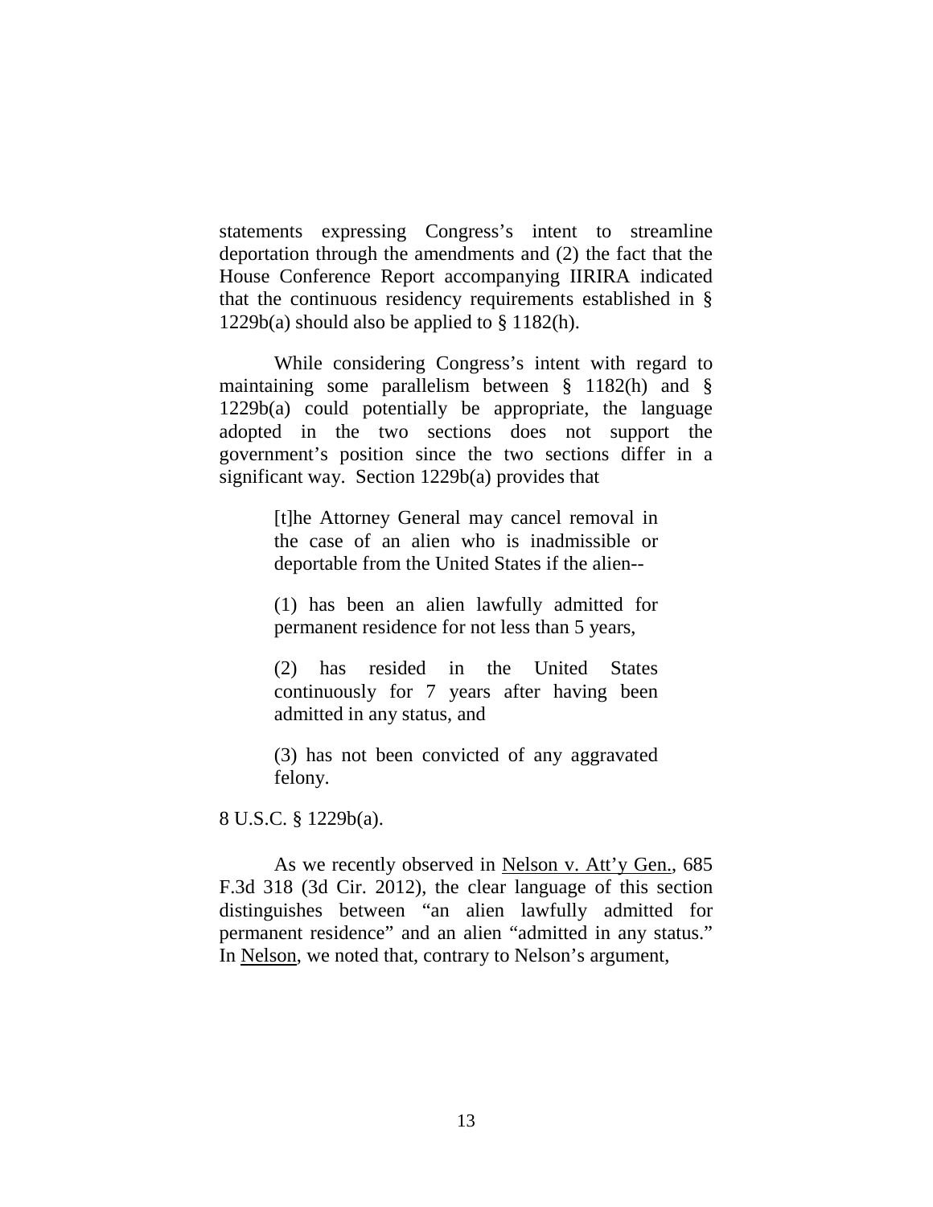statements expressing Congress's intent to streamline deportation through the amendments and (2) the fact that the House Conference Report accompanying IIRIRA indicated that the continuous residency requirements established in § 1229b(a) should also be applied to § 1182(h).

While considering Congress's intent with regard to maintaining some parallelism between § 1182(h) and § 1229b(a) could potentially be appropriate, the language adopted in the two sections does not support the government's position since the two sections differ in a significant way. Section 1229b(a) provides that

> [t]he Attorney General may cancel removal in the case of an alien who is inadmissible or deportable from the United States if the alien--
>
> (1) has been an alien lawfully admitted for permanent residence for not less than 5 years,
>
> (2) has resided in the United States continuously for 7 years after having been admitted in any status, and
>
> (3) has not been convicted of any aggravated felony.

8 U.S.C. § 1229b(a).

As we recently observed in Nelson v. Att'y Gen., 685 F.3d 318 (3d Cir. 2012), the clear language of this section distinguishes between "an alien lawfully admitted for permanent residence" and an alien "admitted in any status." In Nelson, we noted that, contrary to Nelson's argument,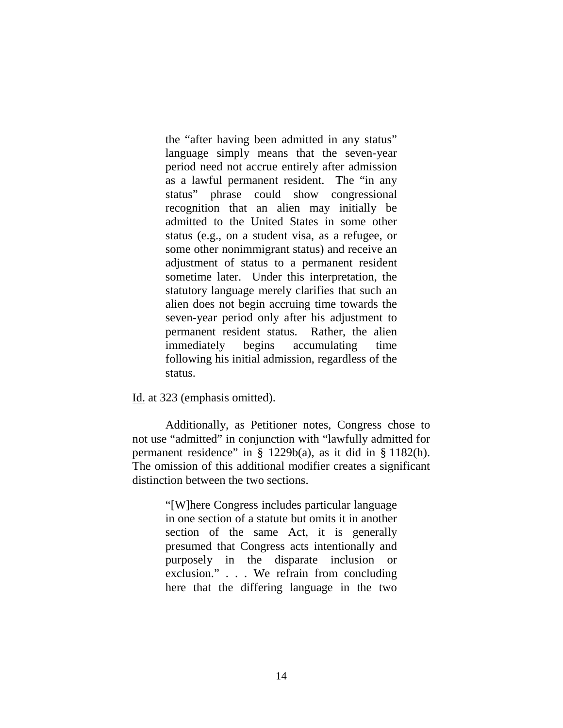> the "after having been admitted in any status" language simply means that the seven-year period need not accrue entirely after admission as a lawful permanent resident. The "in any status" phrase could show congressional recognition that an alien may initially be admitted to the United States in some other status (e.g., on a student visa, as a refugee, or some other nonimmigrant status) and receive an adjustment of status to a permanent resident sometime later. Under this interpretation, the statutory language merely clarifies that such an alien does not begin accruing time towards the seven-year period only after his adjustment to permanent resident status. Rather, the alien immediately begins accumulating time following his initial admission, regardless of the status.

Id. at 323 (emphasis omitted).

Additionally, as Petitioner notes, Congress chose to not use "admitted" in conjunction with "lawfully admitted for permanent residence" in § 1229b(a), as it did in § 1182(h). The omission of this additional modifier creates a significant distinction between the two sections.

> "[W]here Congress includes particular language in one section of a statute but omits it in another section of the same Act, it is generally presumed that Congress acts intentionally and purposely in the disparate inclusion or exclusion." . . . We refrain from concluding here that the differing language in the two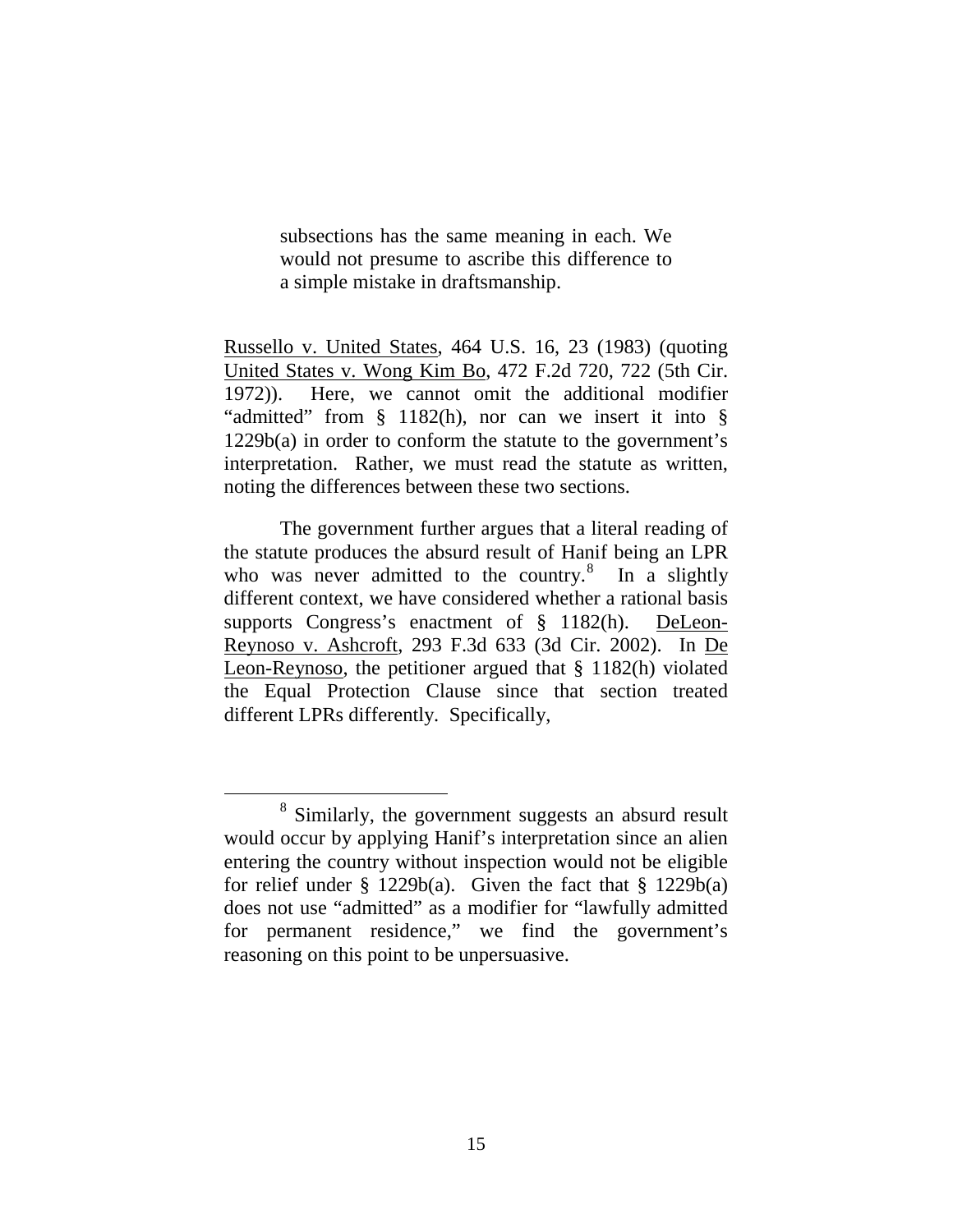> subsections has the same meaning in each. We would not presume to ascribe this difference to a simple mistake in draftsmanship.

Russello v. United States, 464 U.S. 16, 23 (1983) (quoting United States v. Wong Kim Bo, 472 F.2d 720, 722 (5th Cir. 1972)). Here, we cannot omit the additional modifier "admitted" from § 1182(h), nor can we insert it into § 1229b(a) in order to conform the statute to the government's interpretation. Rather, we must read the statute as written, noting the differences between these two sections.

The government further argues that a literal reading of the statute produces the absurd result of Hanif being an LPR who was never admitted to the country.[8] In a slightly different context, we have considered whether a rational basis supports Congress's enactment of § 1182(h). DeLeon-Reynoso v. Ashcroft, 293 F.3d 633 (3d Cir. 2002). In De Leon-Reynoso, the petitioner argued that § 1182(h) violated the Equal Protection Clause since that section treated different LPRs differently. Specifically,

---

[8] Similarly, the government suggests an absurd result would occur by applying Hanif's interpretation since an alien entering the country without inspection would not be eligible for relief under § 1229b(a). Given the fact that § 1229b(a) does not use "admitted" as a modifier for "lawfully admitted for permanent residence," we find the government's reasoning on this point to be unpersuasive.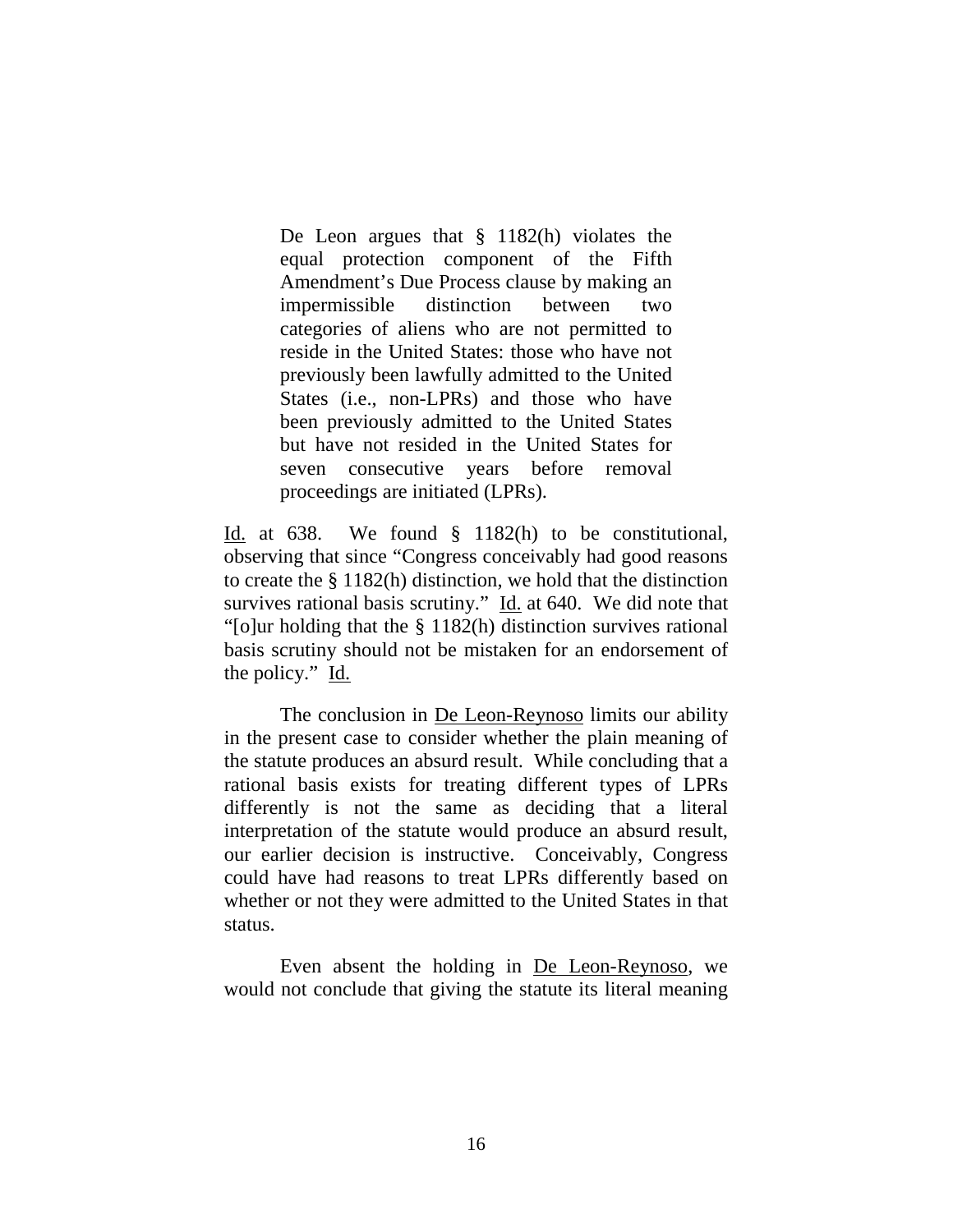> De Leon argues that § 1182(h) violates the equal protection component of the Fifth Amendment's Due Process clause by making an impermissible distinction between two categories of aliens who are not permitted to reside in the United States: those who have not previously been lawfully admitted to the United States (i.e., non-LPRs) and those who have been previously admitted to the United States but have not resided in the United States for seven consecutive years before removal proceedings are initiated (LPRs).

Id. at 638. We found § 1182(h) to be constitutional, observing that since "Congress conceivably had good reasons to create the § 1182(h) distinction, we hold that the distinction survives rational basis scrutiny." Id. at 640. We did note that "[o]ur holding that the § 1182(h) distinction survives rational basis scrutiny should not be mistaken for an endorsement of the policy." Id.

The conclusion in De Leon-Reynoso limits our ability in the present case to consider whether the plain meaning of the statute produces an absurd result. While concluding that a rational basis exists for treating different types of LPRs differently is not the same as deciding that a literal interpretation of the statute would produce an absurd result, our earlier decision is instructive. Conceivably, Congress could have had reasons to treat LPRs differently based on whether or not they were admitted to the United States in that status.

Even absent the holding in De Leon-Reynoso, we would not conclude that giving the statute its literal meaning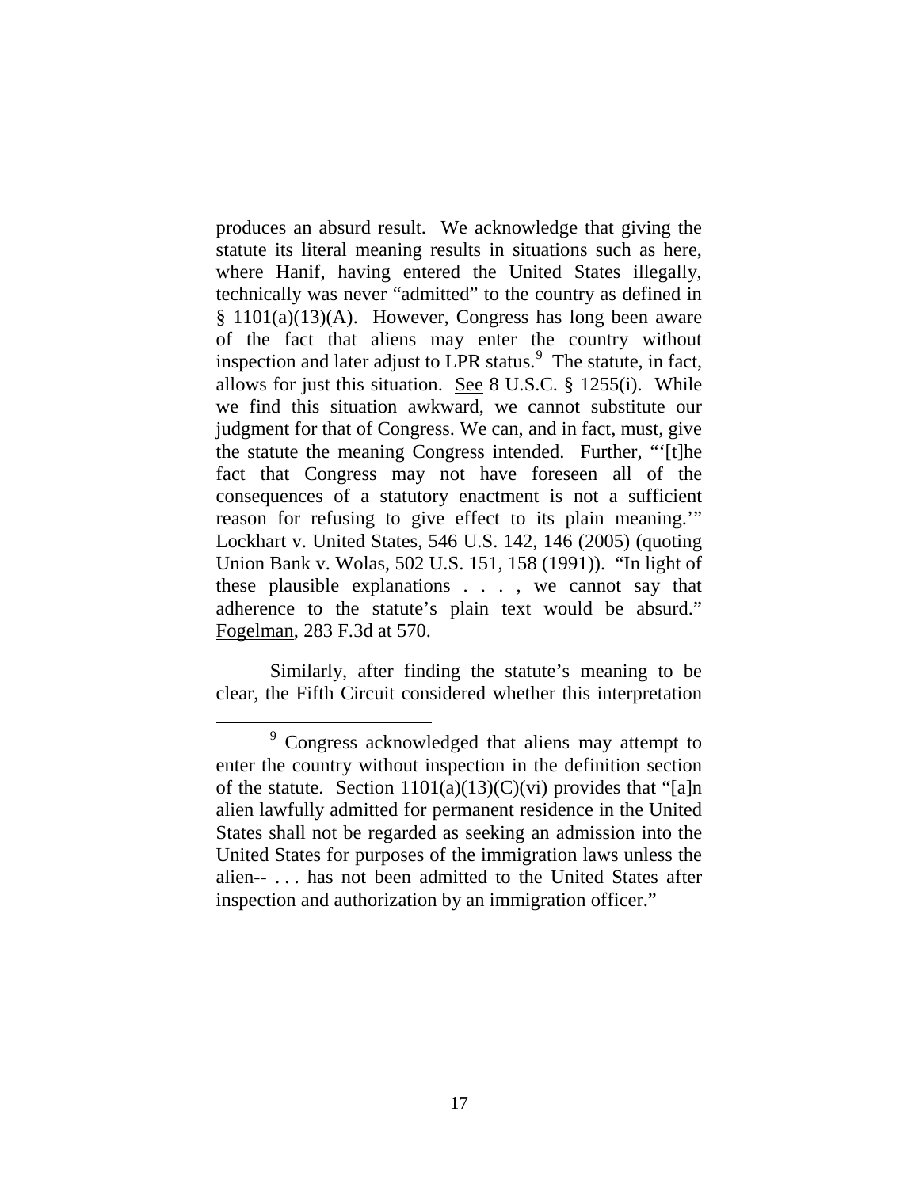produces an absurd result. We acknowledge that giving the statute its literal meaning results in situations such as here, where Hanif, having entered the United States illegally, technically was never "admitted" to the country as defined in § 1101(a)(13)(A). However, Congress has long been aware of the fact that aliens may enter the country without inspection and later adjust to LPR status.[9] The statute, in fact, allows for just this situation. See 8 U.S.C. § 1255(i). While we find this situation awkward, we cannot substitute our judgment for that of Congress. We can, and in fact, must, give the statute the meaning Congress intended. Further, "'[t]he fact that Congress may not have foreseen all of the consequences of a statutory enactment is not a sufficient reason for refusing to give effect to its plain meaning.'" Lockhart v. United States, 546 U.S. 142, 146 (2005) (quoting Union Bank v. Wolas, 502 U.S. 151, 158 (1991)). "In light of these plausible explanations . . . , we cannot say that adherence to the statute's plain text would be absurd." Fogelman, 283 F.3d at 570.

Similarly, after finding the statute's meaning to be clear, the Fifth Circuit considered whether this interpretation

[9] Congress acknowledged that aliens may attempt to enter the country without inspection in the definition section of the statute. Section 1101(a)(13)(C)(vi) provides that "[a]n alien lawfully admitted for permanent residence in the United States shall not be regarded as seeking an admission into the United States for purposes of the immigration laws unless the alien-- . . . has not been admitted to the United States after inspection and authorization by an immigration officer."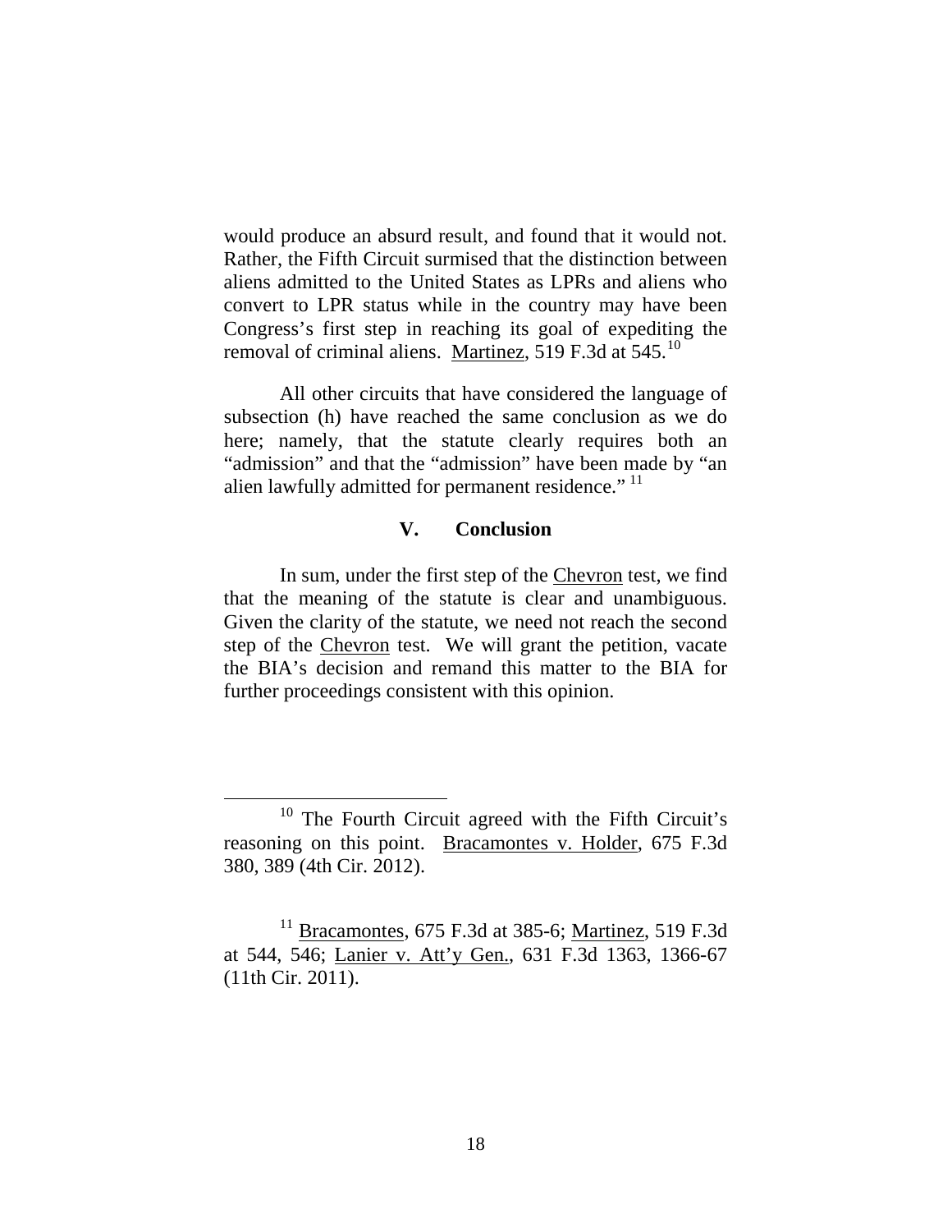would produce an absurd result, and found that it would not. Rather, the Fifth Circuit surmised that the distinction between aliens admitted to the United States as LPRs and aliens who convert to LPR status while in the country may have been Congress's first step in reaching its goal of expediting the removal of criminal aliens. Martinez, 519 F.3d at 545.[10]

All other circuits that have considered the language of subsection (h) have reached the same conclusion as we do here; namely, that the statute clearly requires both an "admission" and that the "admission" have been made by "an alien lawfully admitted for permanent residence." [11]

## V. Conclusion

In sum, under the first step of the Chevron test, we find that the meaning of the statute is clear and unambiguous. Given the clarity of the statute, we need not reach the second step of the Chevron test. We will grant the petition, vacate the BIA's decision and remand this matter to the BIA for further proceedings consistent with this opinion.

---

[10] The Fourth Circuit agreed with the Fifth Circuit's reasoning on this point. Bracamontes v. Holder, 675 F.3d 380, 389 (4th Cir. 2012).

[11] Bracamontes, 675 F.3d at 385-6; Martinez, 519 F.3d at 544, 546; Lanier v. Att'y Gen., 631 F.3d 1363, 1366-67 (11th Cir. 2011).